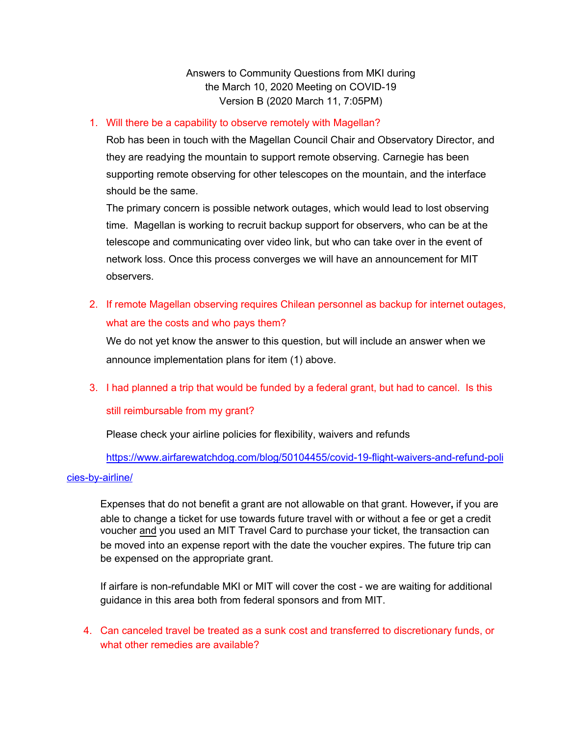Answers to Community Questions from MKI during
the March 10, 2020 Meeting on COVID-19
Version B (2020 March 11, 7:05PM)

1. Will there be a capability to observe remotely with Magellan?

   Rob has been in touch with the Magellan Council Chair and Observatory Director, and they are readying the mountain to support remote observing. Carnegie has been supporting remote observing for other telescopes on the mountain, and the interface should be the same.

   The primary concern is possible network outages, which would lead to lost observing time. Magellan is working to recruit backup support for observers, who can be at the telescope and communicating over video link, but who can take over in the event of network loss. Once this process converges we will have an announcement for MIT observers.

2. If remote Magellan observing requires Chilean personnel as backup for internet outages, what are the costs and who pays them?

   We do not yet know the answer to this question, but will include an answer when we announce implementation plans for item (1) above.

3. I had planned a trip that would be funded by a federal grant, but had to cancel. Is this still reimbursable from my grant?

   Please check your airline policies for flexibility, waivers and refunds

   https://www.airfarewatchdog.com/blog/50104455/covid-19-flight-waivers-and-refund-policies-by-airline/

   Expenses that do not benefit a grant are not allowable on that grant. However**,** if you are able to change a ticket for use towards future travel with or without a fee or get a credit voucher and you used an MIT Travel Card to purchase your ticket, the transaction can be moved into an expense report with the date the voucher expires. The future trip can be expensed on the appropriate grant.

   If airfare is non-refundable MKI or MIT will cover the cost - we are waiting for additional guidance in this area both from federal sponsors and from MIT.

4. Can canceled travel be treated as a sunk cost and transferred to discretionary funds, or what other remedies are available?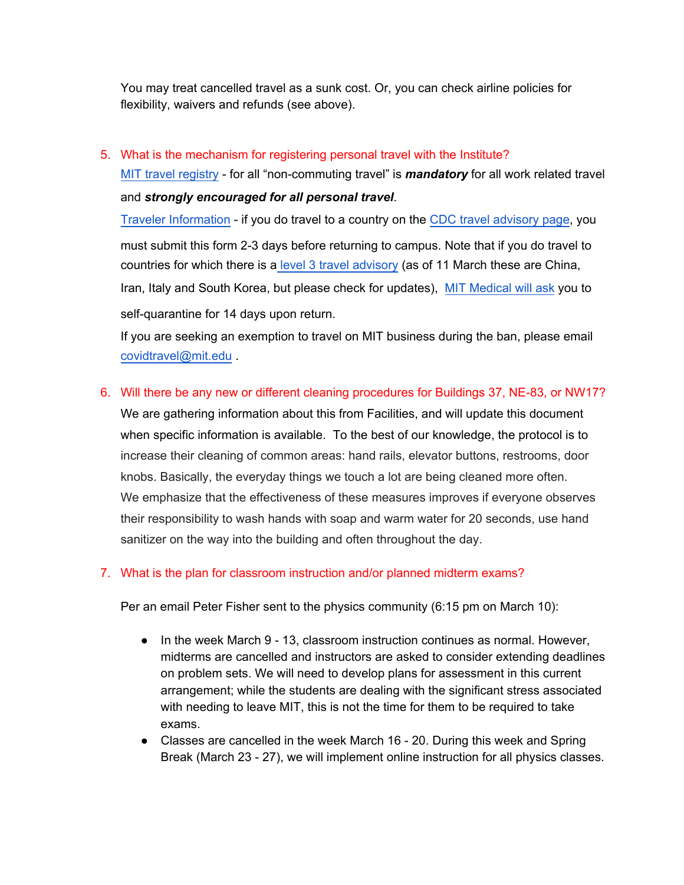You may treat cancelled travel as a sunk cost. Or, you can check airline policies for flexibility, waivers and refunds (see above).

5. What is the mechanism for registering personal travel with the Institute?

   MIT travel registry - for all "non-commuting travel" is ***mandatory*** for all work related travel and ***strongly encouraged for all personal travel***.

   Traveler Information - if you do travel to a country on the CDC travel advisory page, you must submit this form 2-3 days before returning to campus. Note that if you do travel to countries for which there is a level 3 travel advisory (as of 11 March these are China, Iran, Italy and South Korea, but please check for updates), MIT Medical will ask you to self-quarantine for 14 days upon return.

   If you are seeking an exemption to travel on MIT business during the ban, please email covidtravel@mit.edu .

6. Will there be any new or different cleaning procedures for Buildings 37, NE-83, or NW17?

   We are gathering information about this from Facilities, and will update this document when specific information is available. To the best of our knowledge, the protocol is to increase their cleaning of common areas: hand rails, elevator buttons, restrooms, door knobs. Basically, the everyday things we touch a lot are being cleaned more often. We emphasize that the effectiveness of these measures improves if everyone observes their responsibility to wash hands with soap and warm water for 20 seconds, use hand sanitizer on the way into the building and often throughout the day.

7. What is the plan for classroom instruction and/or planned midterm exams?

   Per an email Peter Fisher sent to the physics community (6:15 pm on March 10):

   - In the week March 9 - 13, classroom instruction continues as normal. However, midterms are cancelled and instructors are asked to consider extending deadlines on problem sets. We will need to develop plans for assessment in this current arrangement; while the students are dealing with the significant stress associated with needing to leave MIT, this is not the time for them to be required to take exams.
   - Classes are cancelled in the week March 16 - 20. During this week and Spring Break (March 23 - 27), we will implement online instruction for all physics classes.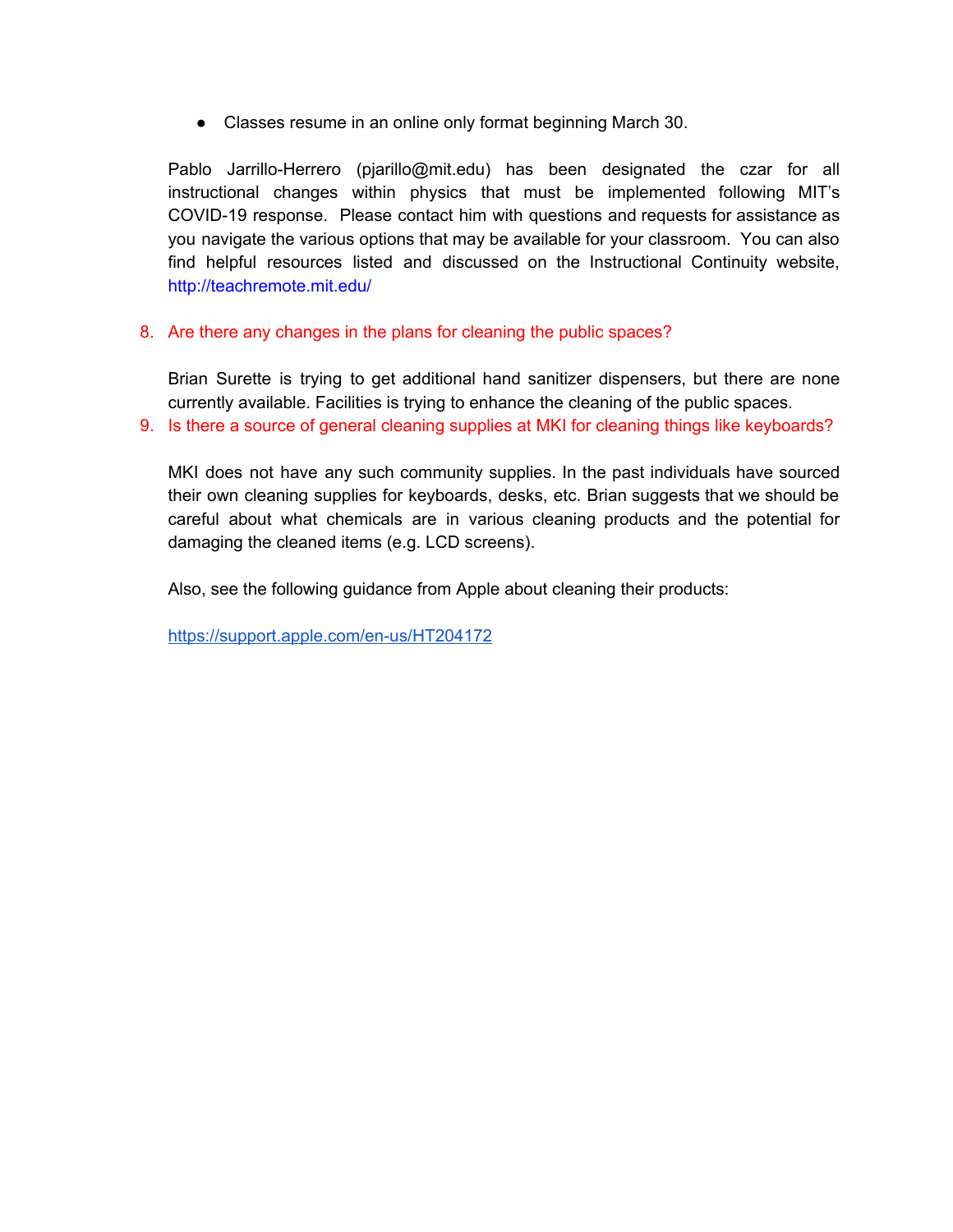- Classes resume in an online only format beginning March 30.

Pablo Jarrillo-Herrero (pjarillo@mit.edu) has been designated the czar for all instructional changes within physics that must be implemented following MIT's COVID-19 response. Please contact him with questions and requests for assistance as you navigate the various options that may be available for your classroom. You can also find helpful resources listed and discussed on the Instructional Continuity website, http://teachremote.mit.edu/

8. Are there any changes in the plans for cleaning the public spaces?

   Brian Surette is trying to get additional hand sanitizer dispensers, but there are none currently available. Facilities is trying to enhance the cleaning of the public spaces.

9. Is there a source of general cleaning supplies at MKI for cleaning things like keyboards?

   MKI does not have any such community supplies. In the past individuals have sourced their own cleaning supplies for keyboards, desks, etc. Brian suggests that we should be careful about what chemicals are in various cleaning products and the potential for damaging the cleaned items (e.g. LCD screens).

   Also, see the following guidance from Apple about cleaning their products:

   https://support.apple.com/en-us/HT204172